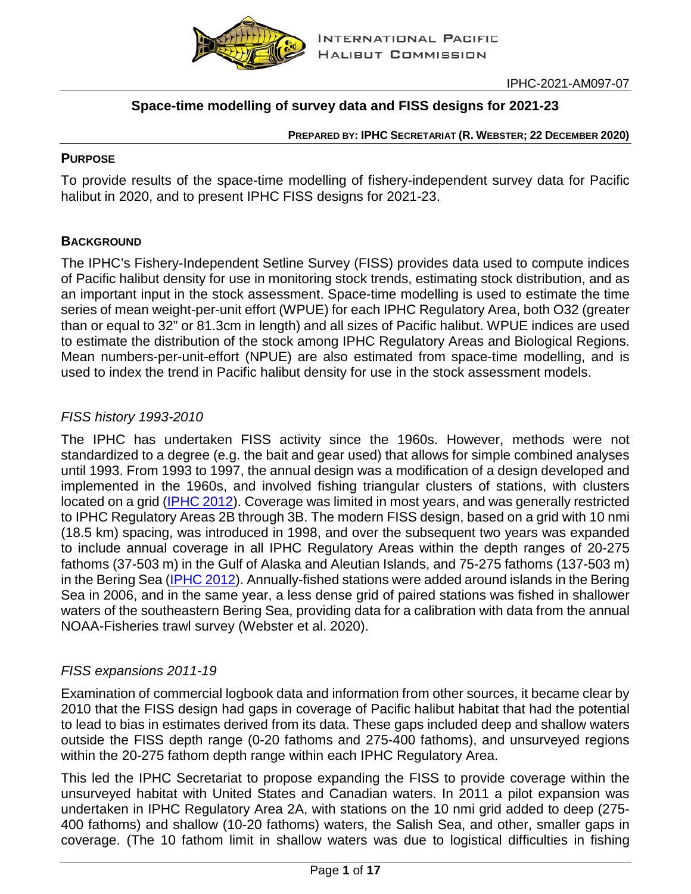IPHC-2021-AM097-07

# Space-time modelling of survey data and FISS designs for 2021-23

**PREPARED BY: IPHC SECRETARIAT (R. WEBSTER; 22 DECEMBER 2020)**

## PURPOSE

To provide results of the space-time modelling of fishery-independent survey data for Pacific halibut in 2020, and to present IPHC FISS designs for 2021-23.

## BACKGROUND

The IPHC's Fishery-Independent Setline Survey (FISS) provides data used to compute indices of Pacific halibut density for use in monitoring stock trends, estimating stock distribution, and as an important input in the stock assessment. Space-time modelling is used to estimate the time series of mean weight-per-unit effort (WPUE) for each IPHC Regulatory Area, both O32 (greater than or equal to 32" or 81.3cm in length) and all sizes of Pacific halibut. WPUE indices are used to estimate the distribution of the stock among IPHC Regulatory Areas and Biological Regions. Mean numbers-per-unit-effort (NPUE) are also estimated from space-time modelling, and is used to index the trend in Pacific halibut density for use in the stock assessment models.

### *FISS history 1993-2010*

The IPHC has undertaken FISS activity since the 1960s. However, methods were not standardized to a degree (e.g. the bait and gear used) that allows for simple combined analyses until 1993. From 1993 to 1997, the annual design was a modification of a design developed and implemented in the 1960s, and involved fishing triangular clusters of stations, with clusters located on a grid (IPHC 2012). Coverage was limited in most years, and was generally restricted to IPHC Regulatory Areas 2B through 3B. The modern FISS design, based on a grid with 10 nmi (18.5 km) spacing, was introduced in 1998, and over the subsequent two years was expanded to include annual coverage in all IPHC Regulatory Areas within the depth ranges of 20-275 fathoms (37-503 m) in the Gulf of Alaska and Aleutian Islands, and 75-275 fathoms (137-503 m) in the Bering Sea (IPHC 2012). Annually-fished stations were added around islands in the Bering Sea in 2006, and in the same year, a less dense grid of paired stations was fished in shallower waters of the southeastern Bering Sea, providing data for a calibration with data from the annual NOAA-Fisheries trawl survey (Webster et al. 2020).

### *FISS expansions 2011-19*

Examination of commercial logbook data and information from other sources, it became clear by 2010 that the FISS design had gaps in coverage of Pacific halibut habitat that had the potential to lead to bias in estimates derived from its data. These gaps included deep and shallow waters outside the FISS depth range (0-20 fathoms and 275-400 fathoms), and unsurveyed regions within the 20-275 fathom depth range within each IPHC Regulatory Area.

This led the IPHC Secretariat to propose expanding the FISS to provide coverage within the unsurveyed habitat with United States and Canadian waters. In 2011 a pilot expansion was undertaken in IPHC Regulatory Area 2A, with stations on the 10 nmi grid added to deep (275-400 fathoms) and shallow (10-20 fathoms) waters, the Salish Sea, and other, smaller gaps in coverage. (The 10 fathom limit in shallow waters was due to logistical difficulties in fishing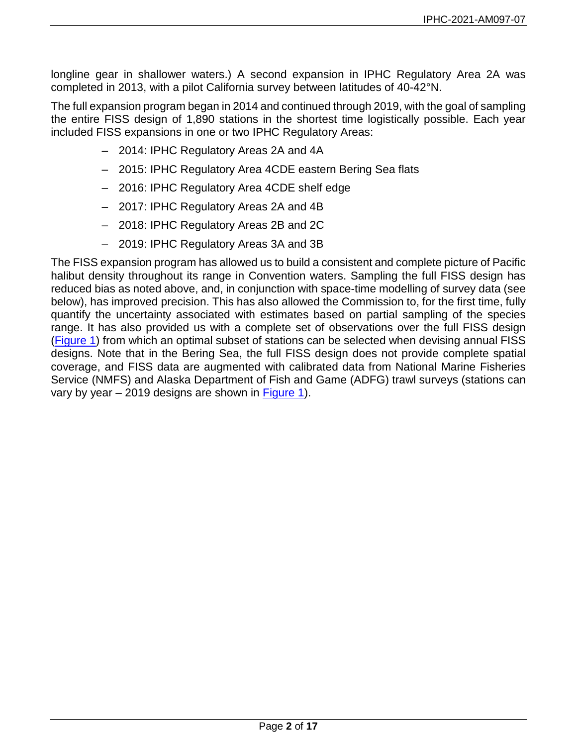longline gear in shallower waters.) A second expansion in IPHC Regulatory Area 2A was completed in 2013, with a pilot California survey between latitudes of 40-42°N.

The full expansion program began in 2014 and continued through 2019, with the goal of sampling the entire FISS design of 1,890 stations in the shortest time logistically possible. Each year included FISS expansions in one or two IPHC Regulatory Areas:

- 2014: IPHC Regulatory Areas 2A and 4A
- 2015: IPHC Regulatory Area 4CDE eastern Bering Sea flats
- 2016: IPHC Regulatory Area 4CDE shelf edge
- 2017: IPHC Regulatory Areas 2A and 4B
- 2018: IPHC Regulatory Areas 2B and 2C
- 2019: IPHC Regulatory Areas 3A and 3B

The FISS expansion program has allowed us to build a consistent and complete picture of Pacific halibut density throughout its range in Convention waters. Sampling the full FISS design has reduced bias as noted above, and, in conjunction with space-time modelling of survey data (see below), has improved precision. This has also allowed the Commission to, for the first time, fully quantify the uncertainty associated with estimates based on partial sampling of the species range. It has also provided us with a complete set of observations over the full FISS design (Figure 1) from which an optimal subset of stations can be selected when devising annual FISS designs. Note that in the Bering Sea, the full FISS design does not provide complete spatial coverage, and FISS data are augmented with calibrated data from National Marine Fisheries Service (NMFS) and Alaska Department of Fish and Game (ADFG) trawl surveys (stations can vary by year – 2019 designs are shown in Figure 1).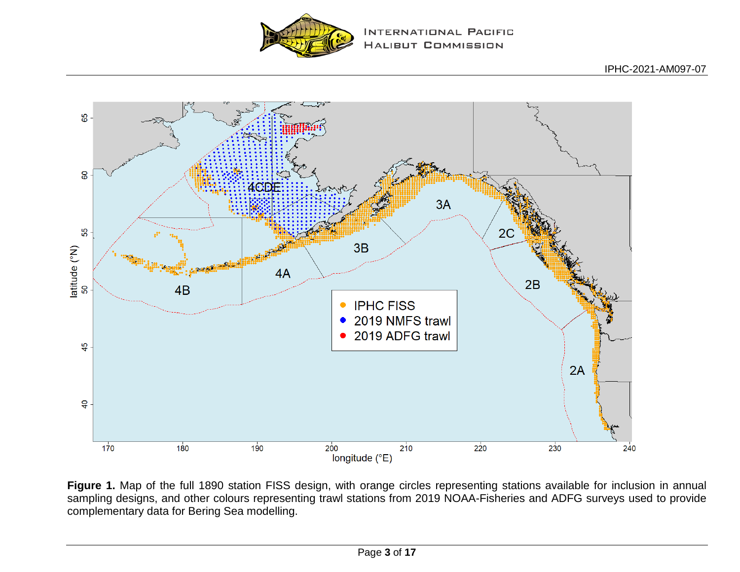**Figure 1.** Map of the full 1890 station FISS design, with orange circles representing stations available for inclusion in annual sampling designs, and other colours representing trawl stations from 2019 NOAA-Fisheries and ADFG surveys used to provide complementary data for Bering Sea modelling.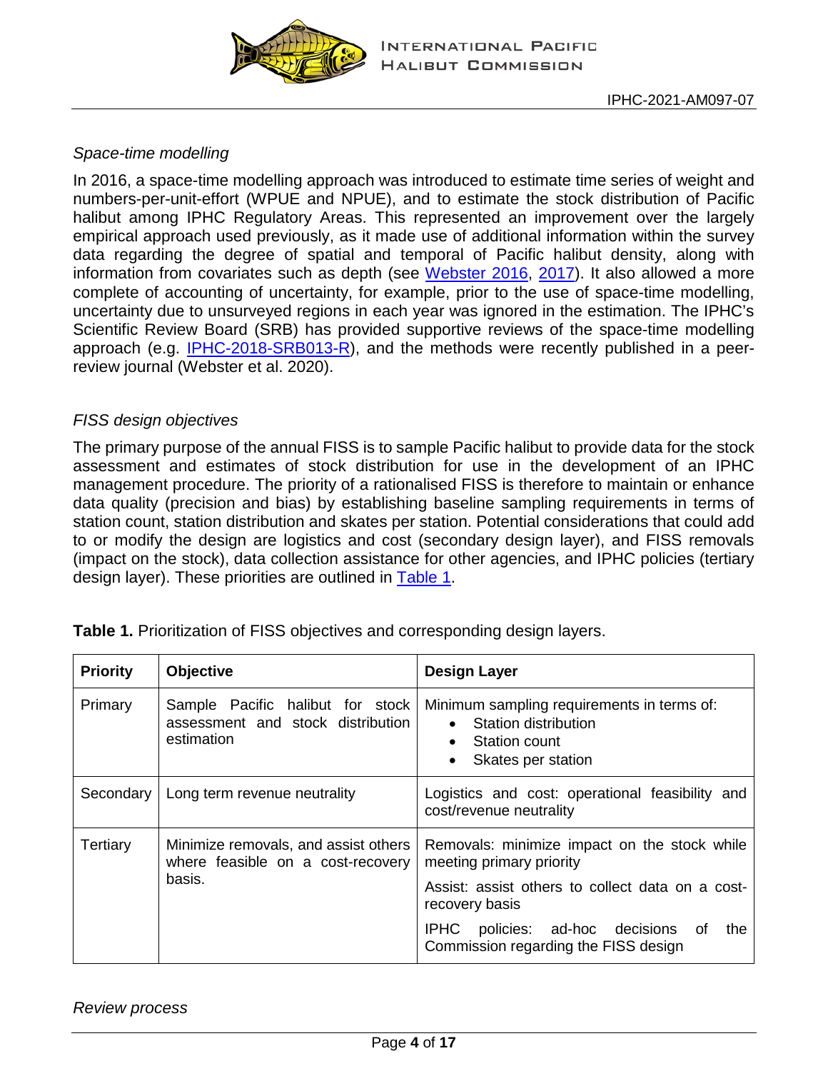*Space-time modelling*

In 2016, a space-time modelling approach was introduced to estimate time series of weight and numbers-per-unit-effort (WPUE and NPUE), and to estimate the stock distribution of Pacific halibut among IPHC Regulatory Areas. This represented an improvement over the largely empirical approach used previously, as it made use of additional information within the survey data regarding the degree of spatial and temporal of Pacific halibut density, along with information from covariates such as depth (see [Webster 2016](), [2017]()). It also allowed a more complete of accounting of uncertainty, for example, prior to the use of space-time modelling, uncertainty due to unsurveyed regions in each year was ignored in the estimation. The IPHC's Scientific Review Board (SRB) has provided supportive reviews of the space-time modelling approach (e.g. [IPHC-2018-SRB013-R]()), and the methods were recently published in a peer-review journal (Webster et al. 2020).

*FISS design objectives*

The primary purpose of the annual FISS is to sample Pacific halibut to provide data for the stock assessment and estimates of stock distribution for use in the development of an IPHC management procedure. The priority of a rationalised FISS is therefore to maintain or enhance data quality (precision and bias) by establishing baseline sampling requirements in terms of station count, station distribution and skates per station. Potential considerations that could add to or modify the design are logistics and cost (secondary design layer), and FISS removals (impact on the stock), data collection assistance for other agencies, and IPHC policies (tertiary design layer). These priorities are outlined in [Table 1]().

**Table 1.** Prioritization of FISS objectives and corresponding design layers.

| Priority | Objective | Design Layer |
|---|---|---|
| Primary | Sample Pacific halibut for stock assessment and stock distribution estimation | Minimum sampling requirements in terms of:<br>• Station distribution<br>• Station count<br>• Skates per station |
| Secondary | Long term revenue neutrality | Logistics and cost: operational feasibility and cost/revenue neutrality |
| Tertiary | Minimize removals, and assist others where feasible on a cost-recovery basis. | Removals: minimize impact on the stock while meeting primary priority<br>Assist: assist others to collect data on a cost-recovery basis<br>IPHC policies: ad-hoc decisions of the Commission regarding the FISS design |

*Review process*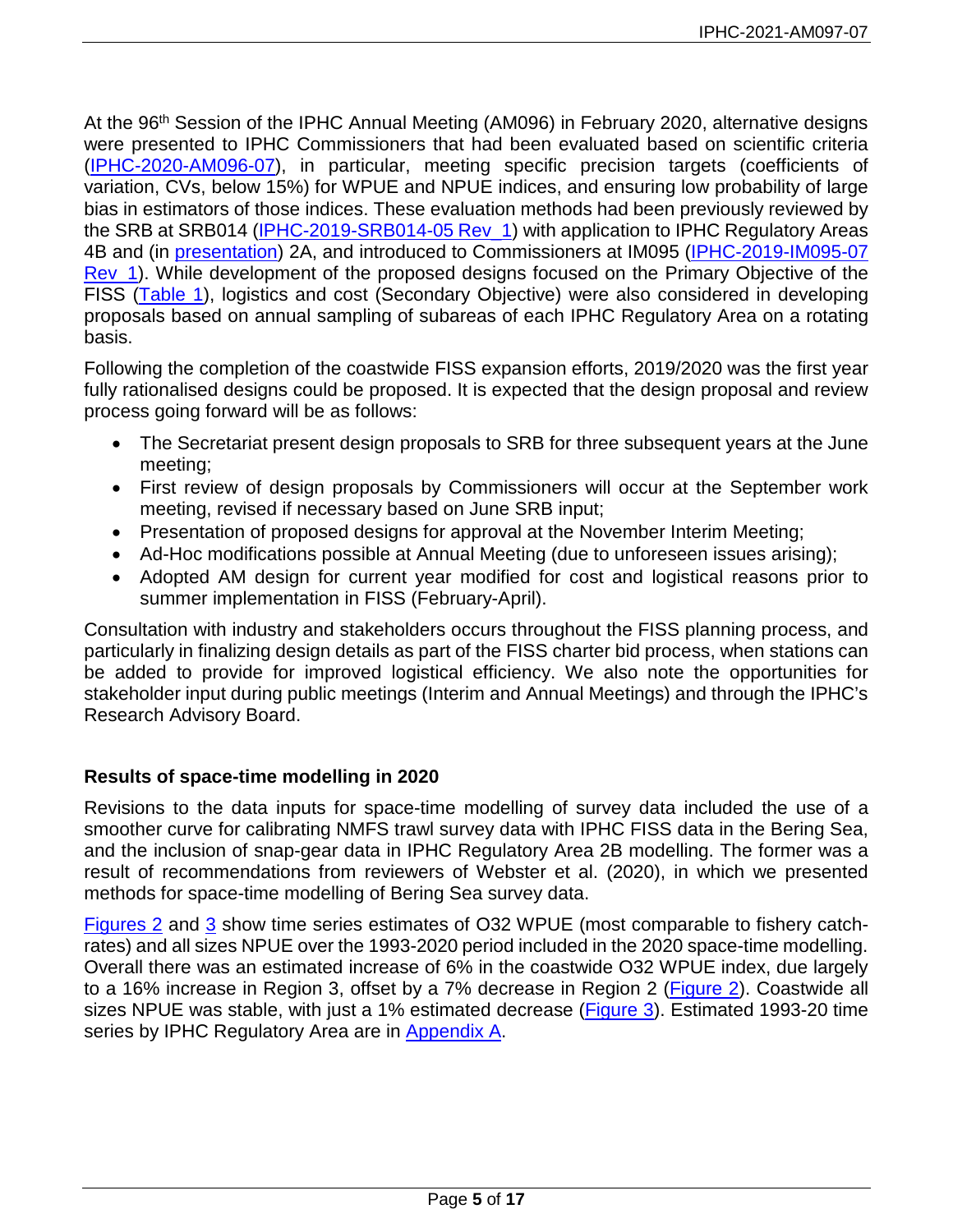At the 96th Session of the IPHC Annual Meeting (AM096) in February 2020, alternative designs were presented to IPHC Commissioners that had been evaluated based on scientific criteria (IPHC-2020-AM096-07), in particular, meeting specific precision targets (coefficients of variation, CVs, below 15%) for WPUE and NPUE indices, and ensuring low probability of large bias in estimators of those indices. These evaluation methods had been previously reviewed by the SRB at SRB014 (IPHC-2019-SRB014-05 Rev_1) with application to IPHC Regulatory Areas 4B and (in presentation) 2A, and introduced to Commissioners at IM095 (IPHC-2019-IM095-07 Rev_1). While development of the proposed designs focused on the Primary Objective of the FISS (Table 1), logistics and cost (Secondary Objective) were also considered in developing proposals based on annual sampling of subareas of each IPHC Regulatory Area on a rotating basis.

Following the completion of the coastwide FISS expansion efforts, 2019/2020 was the first year fully rationalised designs could be proposed. It is expected that the design proposal and review process going forward will be as follows:

- The Secretariat present design proposals to SRB for three subsequent years at the June meeting;
- First review of design proposals by Commissioners will occur at the September work meeting, revised if necessary based on June SRB input;
- Presentation of proposed designs for approval at the November Interim Meeting;
- Ad-Hoc modifications possible at Annual Meeting (due to unforeseen issues arising);
- Adopted AM design for current year modified for cost and logistical reasons prior to summer implementation in FISS (February-April).

Consultation with industry and stakeholders occurs throughout the FISS planning process, and particularly in finalizing design details as part of the FISS charter bid process, when stations can be added to provide for improved logistical efficiency. We also note the opportunities for stakeholder input during public meetings (Interim and Annual Meetings) and through the IPHC's Research Advisory Board.

### Results of space-time modelling in 2020

Revisions to the data inputs for space-time modelling of survey data included the use of a smoother curve for calibrating NMFS trawl survey data with IPHC FISS data in the Bering Sea, and the inclusion of snap-gear data in IPHC Regulatory Area 2B modelling. The former was a result of recommendations from reviewers of Webster et al. (2020), in which we presented methods for space-time modelling of Bering Sea survey data.

Figures 2 and 3 show time series estimates of O32 WPUE (most comparable to fishery catch-rates) and all sizes NPUE over the 1993-2020 period included in the 2020 space-time modelling. Overall there was an estimated increase of 6% in the coastwide O32 WPUE index, due largely to a 16% increase in Region 3, offset by a 7% decrease in Region 2 (Figure 2). Coastwide all sizes NPUE was stable, with just a 1% estimated decrease (Figure 3). Estimated 1993-20 time series by IPHC Regulatory Area are in Appendix A.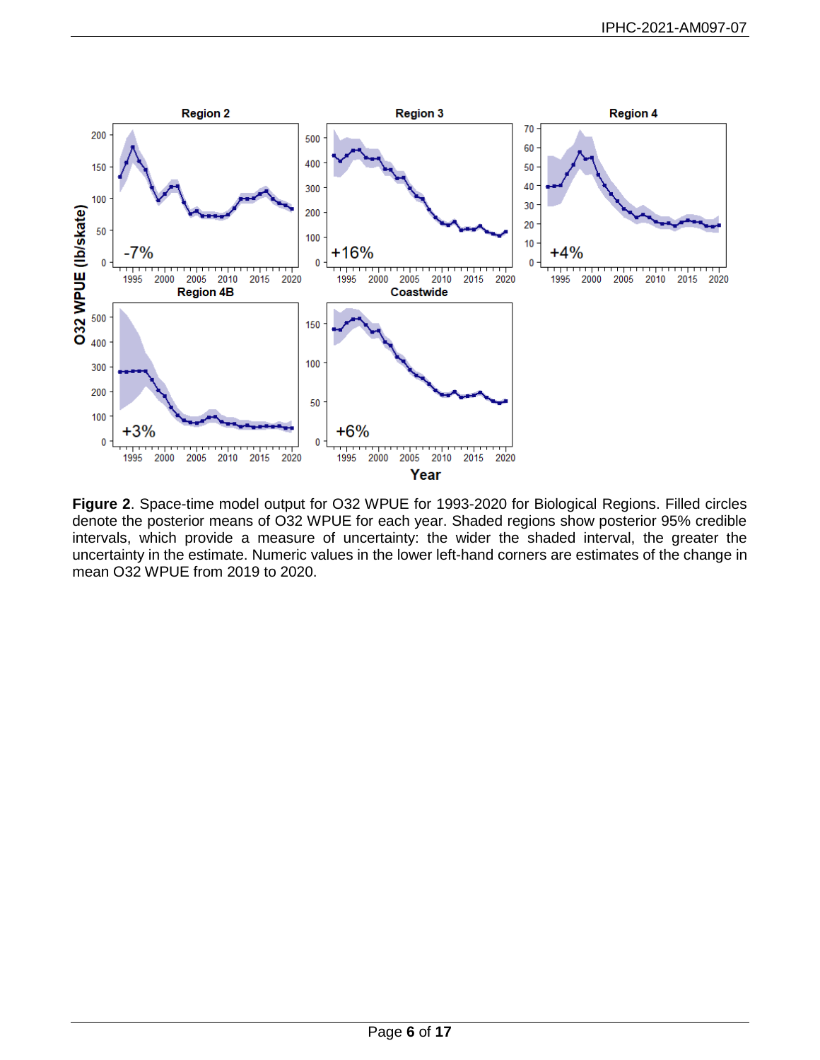**Figure 2**. Space-time model output for O32 WPUE for 1993-2020 for Biological Regions. Filled circles denote the posterior means of O32 WPUE for each year. Shaded regions show posterior 95% credible intervals, which provide a measure of uncertainty: the wider the shaded interval, the greater the uncertainty in the estimate. Numeric values in the lower left-hand corners are estimates of the change in mean O32 WPUE from 2019 to 2020.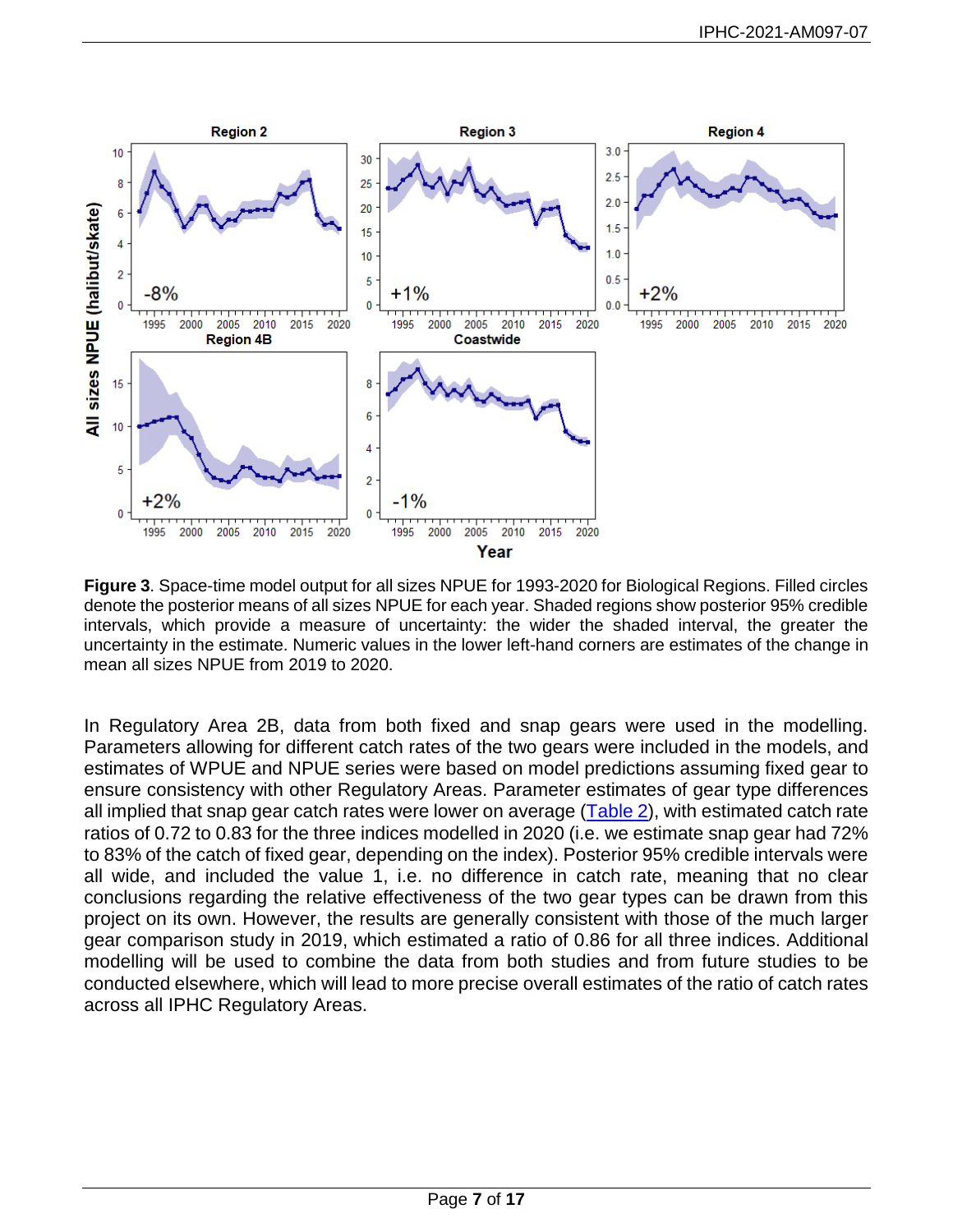**Figure 3**. Space-time model output for all sizes NPUE for 1993-2020 for Biological Regions. Filled circles denote the posterior means of all sizes NPUE for each year. Shaded regions show posterior 95% credible intervals, which provide a measure of uncertainty: the wider the shaded interval, the greater the uncertainty in the estimate. Numeric values in the lower left-hand corners are estimates of the change in mean all sizes NPUE from 2019 to 2020.

In Regulatory Area 2B, data from both fixed and snap gears were used in the modelling. Parameters allowing for different catch rates of the two gears were included in the models, and estimates of WPUE and NPUE series were based on model predictions assuming fixed gear to ensure consistency with other Regulatory Areas. Parameter estimates of gear type differences all implied that snap gear catch rates were lower on average (Table 2), with estimated catch rate ratios of 0.72 to 0.83 for the three indices modelled in 2020 (i.e. we estimate snap gear had 72% to 83% of the catch of fixed gear, depending on the index). Posterior 95% credible intervals were all wide, and included the value 1, i.e. no difference in catch rate, meaning that no clear conclusions regarding the relative effectiveness of the two gear types can be drawn from this project on its own. However, the results are generally consistent with those of the much larger gear comparison study in 2019, which estimated a ratio of 0.86 for all three indices. Additional modelling will be used to combine the data from both studies and from future studies to be conducted elsewhere, which will lead to more precise overall estimates of the ratio of catch rates across all IPHC Regulatory Areas.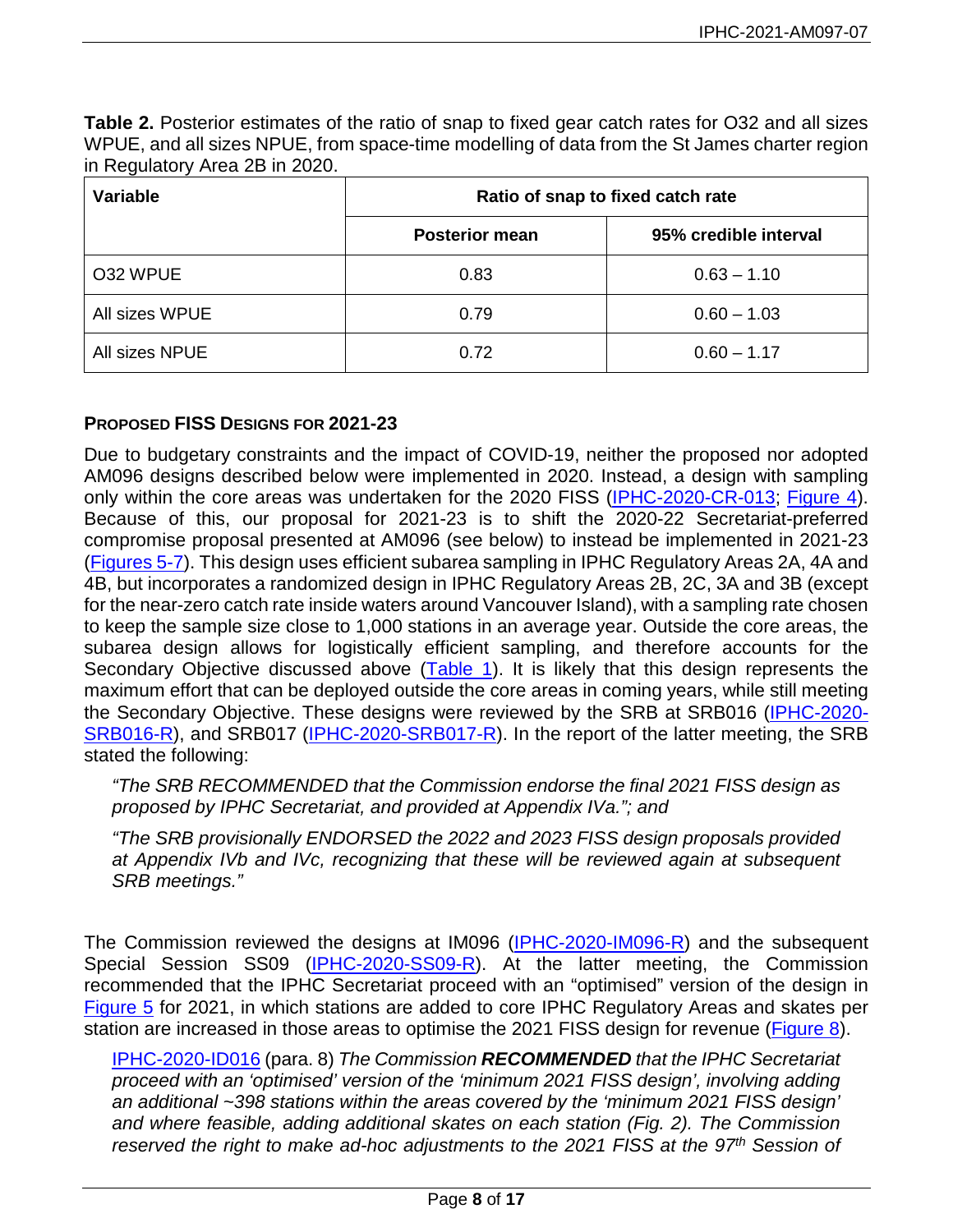**Table 2.** Posterior estimates of the ratio of snap to fixed gear catch rates for O32 and all sizes WPUE, and all sizes NPUE, from space-time modelling of data from the St James charter region in Regulatory Area 2B in 2020.

| Variable | Ratio of snap to fixed catch rate | |
|---|---|---|
| | **Posterior mean** | **95% credible interval** |
| O32 WPUE | 0.83 | 0.63 – 1.10 |
| All sizes WPUE | 0.79 | 0.60 – 1.03 |
| All sizes NPUE | 0.72 | 0.60 – 1.17 |

### PROPOSED FISS DESIGNS FOR 2021-23

Due to budgetary constraints and the impact of COVID-19, neither the proposed nor adopted AM096 designs described below were implemented in 2020. Instead, a design with sampling only within the core areas was undertaken for the 2020 FISS (IPHC-2020-CR-013; Figure 4). Because of this, our proposal for 2021-23 is to shift the 2020-22 Secretariat-preferred compromise proposal presented at AM096 (see below) to instead be implemented in 2021-23 (Figures 5-7). This design uses efficient subarea sampling in IPHC Regulatory Areas 2A, 4A and 4B, but incorporates a randomized design in IPHC Regulatory Areas 2B, 2C, 3A and 3B (except for the near-zero catch rate inside waters around Vancouver Island), with a sampling rate chosen to keep the sample size close to 1,000 stations in an average year. Outside the core areas, the subarea design allows for logistically efficient sampling, and therefore accounts for the Secondary Objective discussed above (Table 1). It is likely that this design represents the maximum effort that can be deployed outside the core areas in coming years, while still meeting the Secondary Objective. These designs were reviewed by the SRB at SRB016 (IPHC-2020-SRB016-R), and SRB017 (IPHC-2020-SRB017-R). In the report of the latter meeting, the SRB stated the following:

> *"The SRB RECOMMENDED that the Commission endorse the final 2021 FISS design as proposed by IPHC Secretariat, and provided at Appendix IVa."; and*
>
> *"The SRB provisionally ENDORSED the 2022 and 2023 FISS design proposals provided at Appendix IVb and IVc, recognizing that these will be reviewed again at subsequent SRB meetings."*

The Commission reviewed the designs at IM096 (IPHC-2020-IM096-R) and the subsequent Special Session SS09 (IPHC-2020-SS09-R). At the latter meeting, the Commission recommended that the IPHC Secretariat proceed with an "optimised" version of the design in Figure 5 for 2021, in which stations are added to core IPHC Regulatory Areas and skates per station are increased in those areas to optimise the 2021 FISS design for revenue (Figure 8).

> IPHC-2020-ID016 (para. 8) *The Commission **RECOMMENDED** that the IPHC Secretariat proceed with an 'optimised' version of the 'minimum 2021 FISS design', involving adding an additional ~398 stations within the areas covered by the 'minimum 2021 FISS design' and where feasible, adding additional skates on each station (Fig. 2). The Commission reserved the right to make ad-hoc adjustments to the 2021 FISS at the 97th Session of*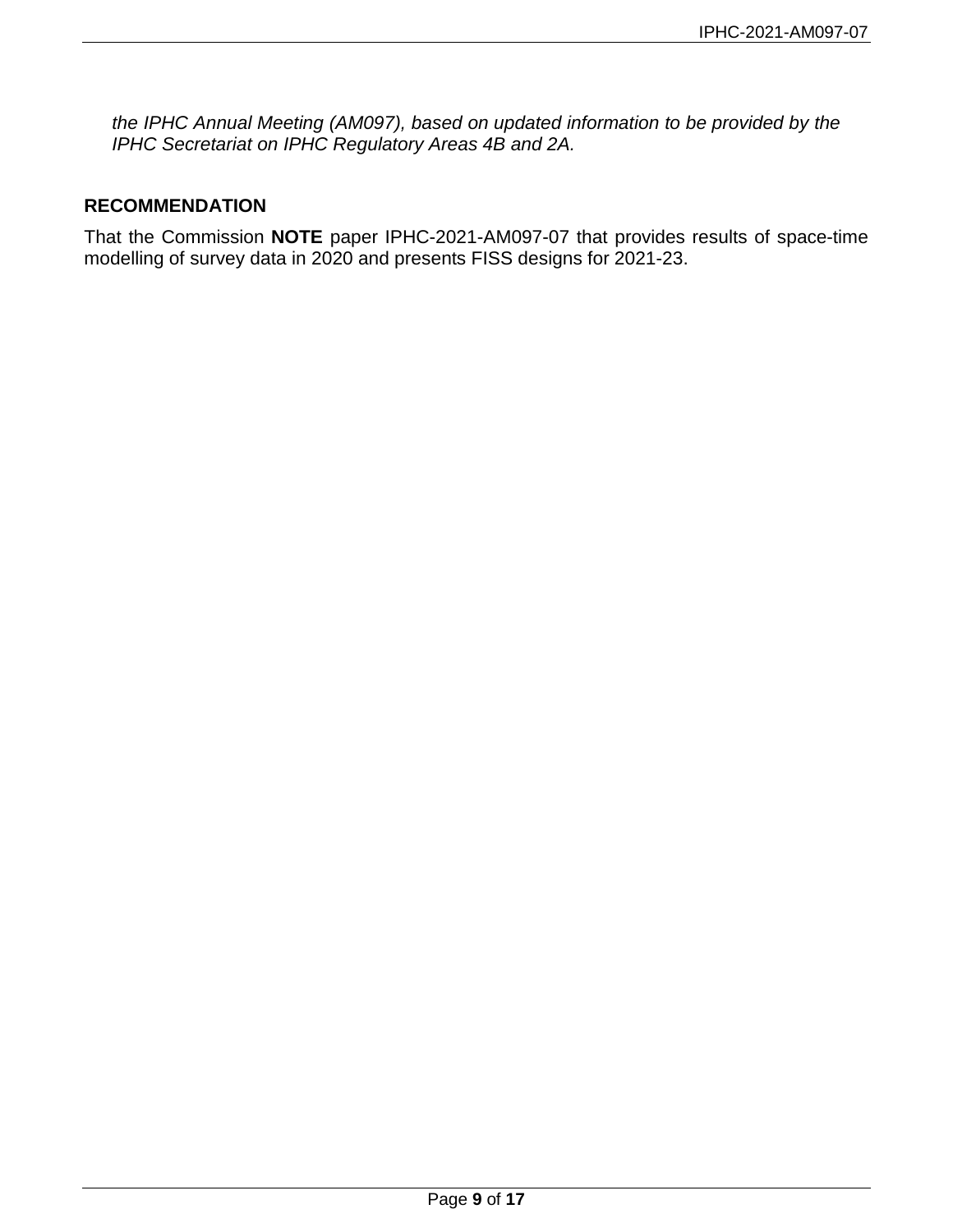*the IPHC Annual Meeting (AM097), based on updated information to be provided by the IPHC Secretariat on IPHC Regulatory Areas 4B and 2A.*

## RECOMMENDATION

That the Commission **NOTE** paper IPHC-2021-AM097-07 that provides results of space-time modelling of survey data in 2020 and presents FISS designs for 2021-23.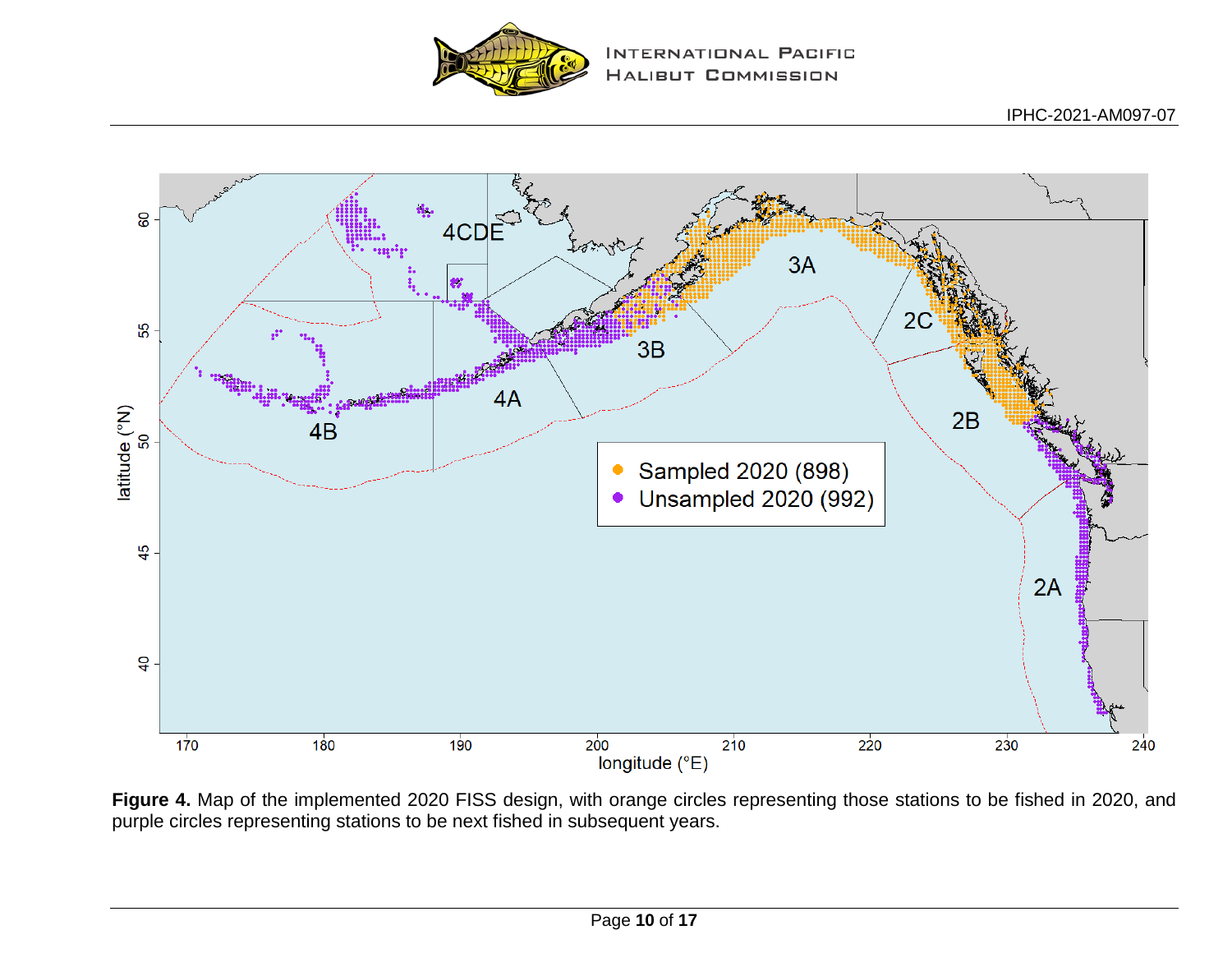**Figure 4.** Map of the implemented 2020 FISS design, with orange circles representing those stations to be fished in 2020, and purple circles representing stations to be next fished in subsequent years.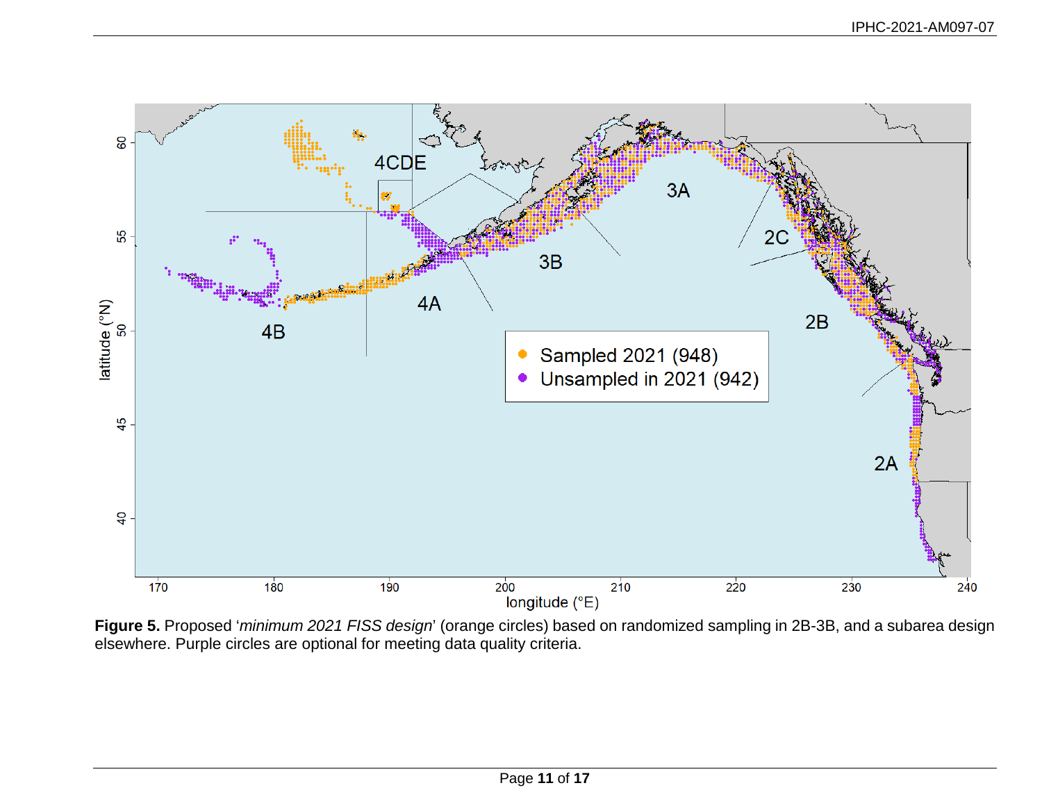**Figure 5.** Proposed '*minimum 2021 FISS design*' (orange circles) based on randomized sampling in 2B-3B, and a subarea design elsewhere. Purple circles are optional for meeting data quality criteria.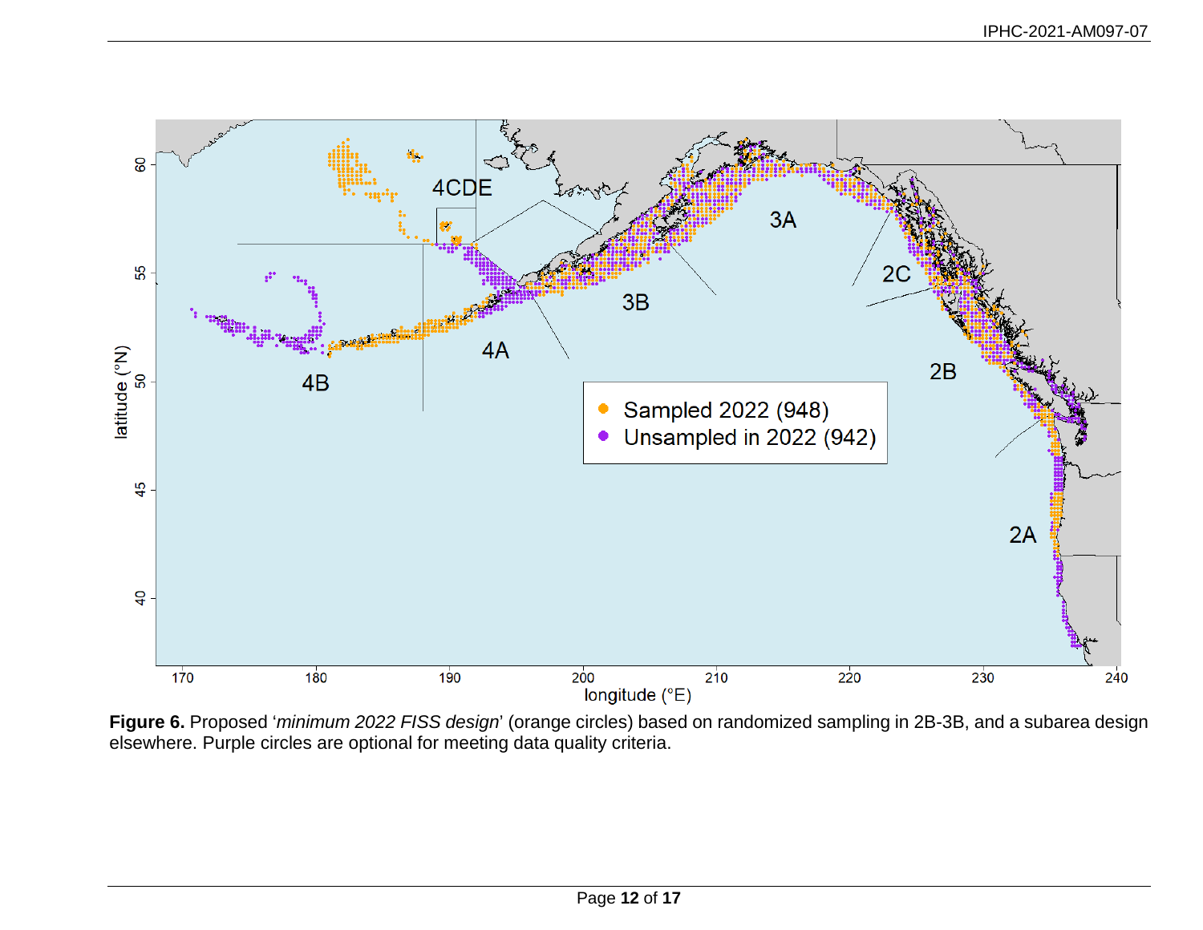**Figure 6.** Proposed '*minimum 2022 FISS design*' (orange circles) based on randomized sampling in 2B-3B, and a subarea design elsewhere. Purple circles are optional for meeting data quality criteria.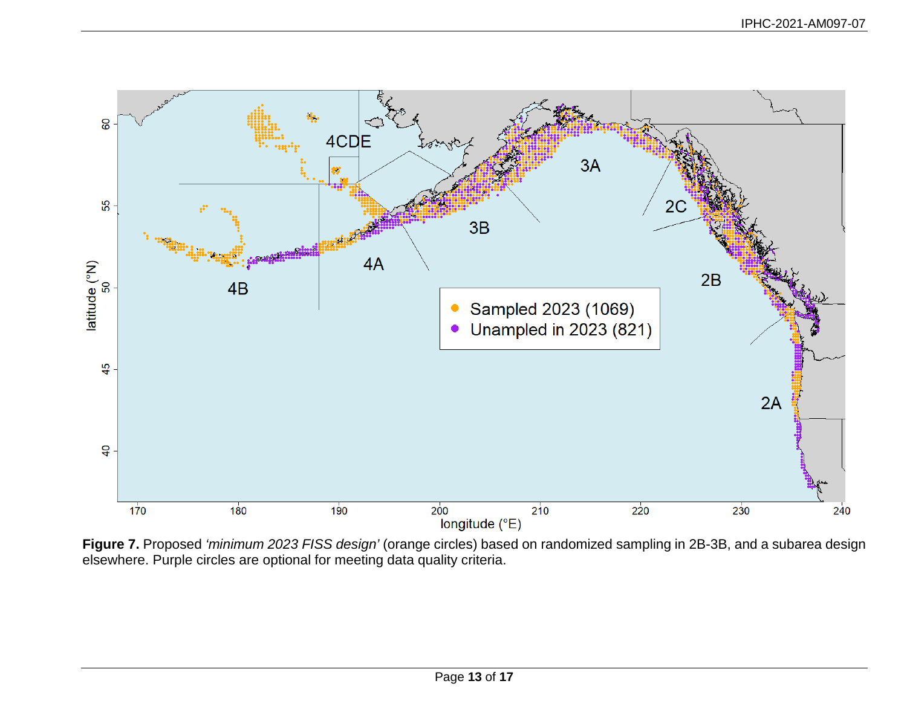**Figure 7.** Proposed *'minimum 2023 FISS design'* (orange circles) based on randomized sampling in 2B-3B, and a subarea design elsewhere. Purple circles are optional for meeting data quality criteria.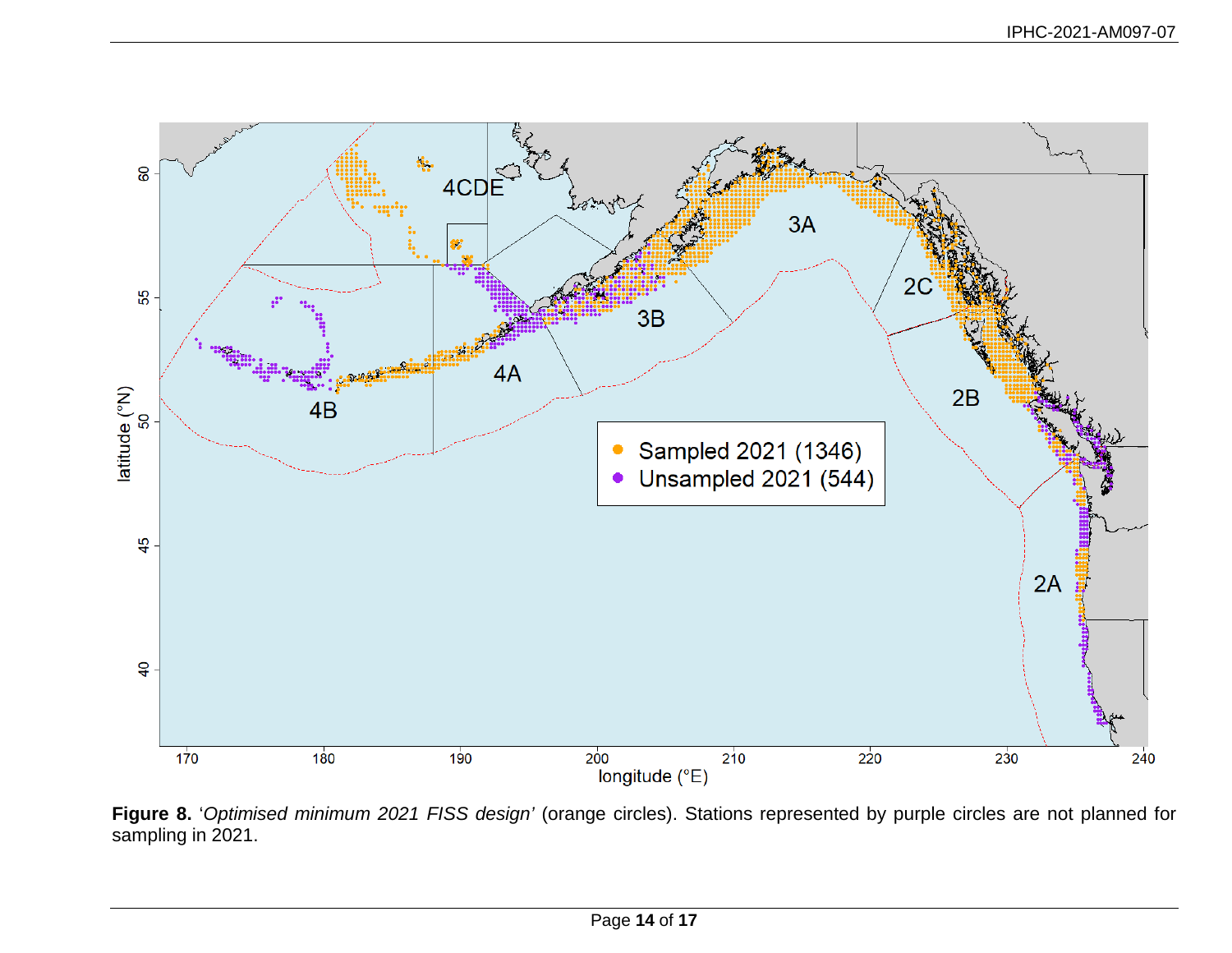**Figure 8.** '*Optimised minimum 2021 FISS design*' (orange circles). Stations represented by purple circles are not planned for sampling in 2021.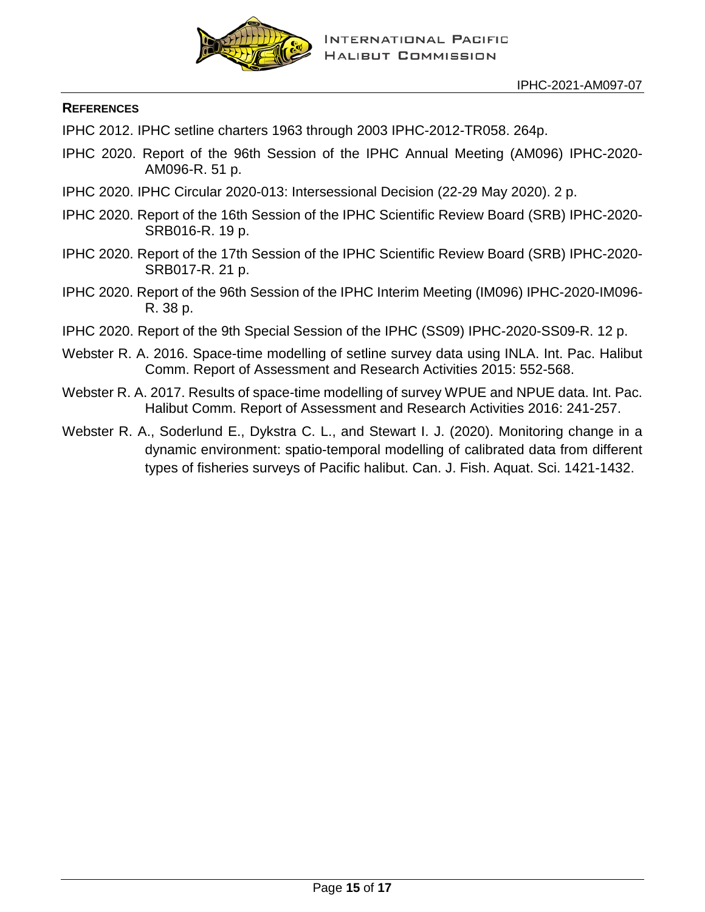## REFERENCES

IPHC 2012. IPHC setline charters 1963 through 2003 IPHC-2012-TR058. 264p.

IPHC 2020. Report of the 96th Session of the IPHC Annual Meeting (AM096) IPHC-2020-AM096-R. 51 p.

IPHC 2020. IPHC Circular 2020-013: Intersessional Decision (22-29 May 2020). 2 p.

IPHC 2020. Report of the 16th Session of the IPHC Scientific Review Board (SRB) IPHC-2020-SRB016-R. 19 p.

IPHC 2020. Report of the 17th Session of the IPHC Scientific Review Board (SRB) IPHC-2020-SRB017-R. 21 p.

IPHC 2020. Report of the 96th Session of the IPHC Interim Meeting (IM096) IPHC-2020-IM096-R. 38 p.

IPHC 2020. Report of the 9th Special Session of the IPHC (SS09) IPHC-2020-SS09-R. 12 p.

Webster R. A. 2016. Space-time modelling of setline survey data using INLA. Int. Pac. Halibut Comm. Report of Assessment and Research Activities 2015: 552-568.

Webster R. A. 2017. Results of space-time modelling of survey WPUE and NPUE data. Int. Pac. Halibut Comm. Report of Assessment and Research Activities 2016: 241-257.

Webster R. A., Soderlund E., Dykstra C. L., and Stewart I. J. (2020). Monitoring change in a dynamic environment: spatio-temporal modelling of calibrated data from different types of fisheries surveys of Pacific halibut. Can. J. Fish. Aquat. Sci. 1421-1432.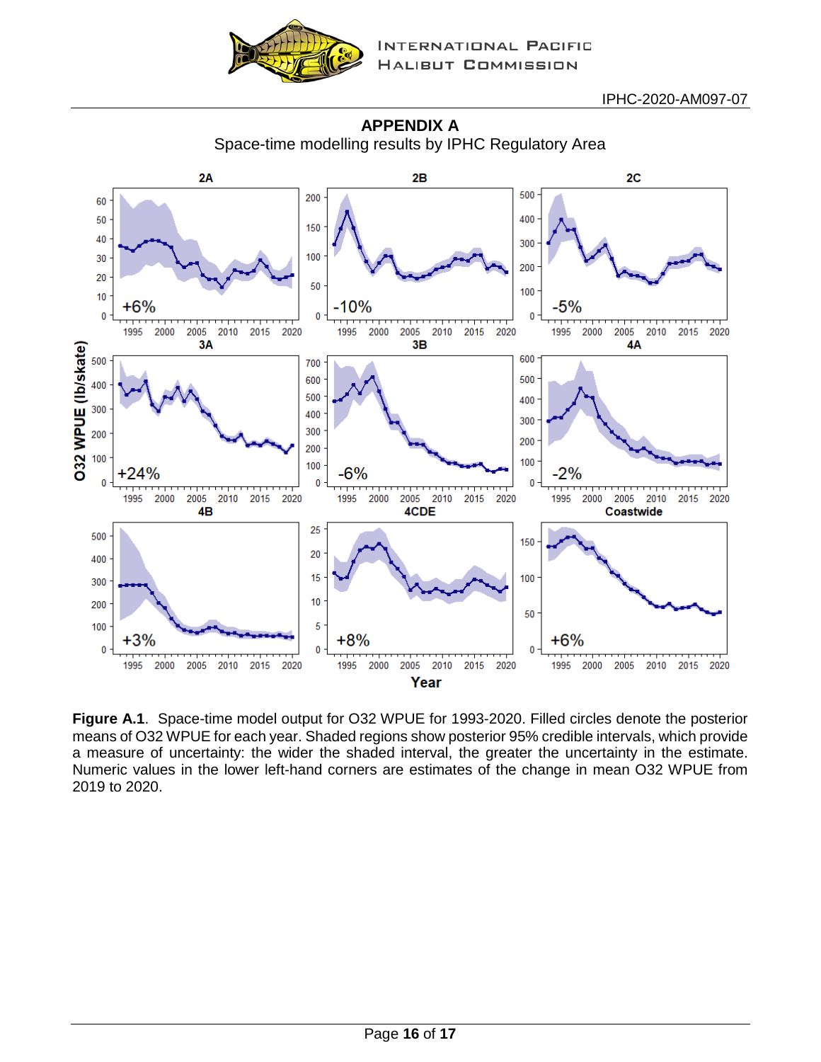## APPENDIX A

Space-time modelling results by IPHC Regulatory Area

**Figure A.1**. Space-time model output for O32 WPUE for 1993-2020. Filled circles denote the posterior means of O32 WPUE for each year. Shaded regions show posterior 95% credible intervals, which provide a measure of uncertainty: the wider the shaded interval, the greater the uncertainty in the estimate. Numeric values in the lower left-hand corners are estimates of the change in mean O32 WPUE from 2019 to 2020.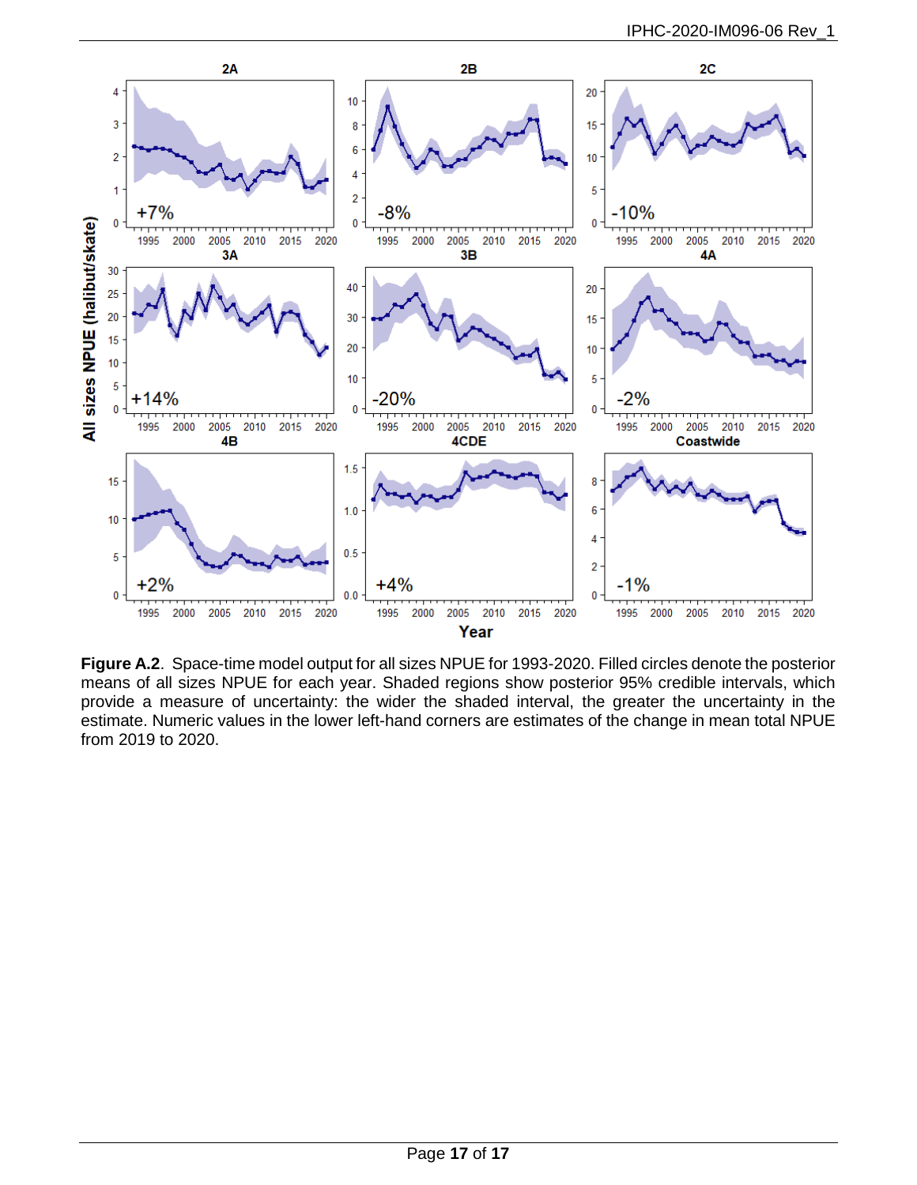2A

+7%

2B

-8%

2C

-10%

3A

+14%

3B

-20%

4A

-2%

4B

+2%

4CDE

+4%

Coastwide

-1%

All sizes NPUE (halibut/skate)

Year

**Figure A.2**. Space-time model output for all sizes NPUE for 1993-2020. Filled circles denote the posterior means of all sizes NPUE for each year. Shaded regions show posterior 95% credible intervals, which provide a measure of uncertainty: the wider the shaded interval, the greater the uncertainty in the estimate. Numeric values in the lower left-hand corners are estimates of the change in mean total NPUE from 2019 to 2020.